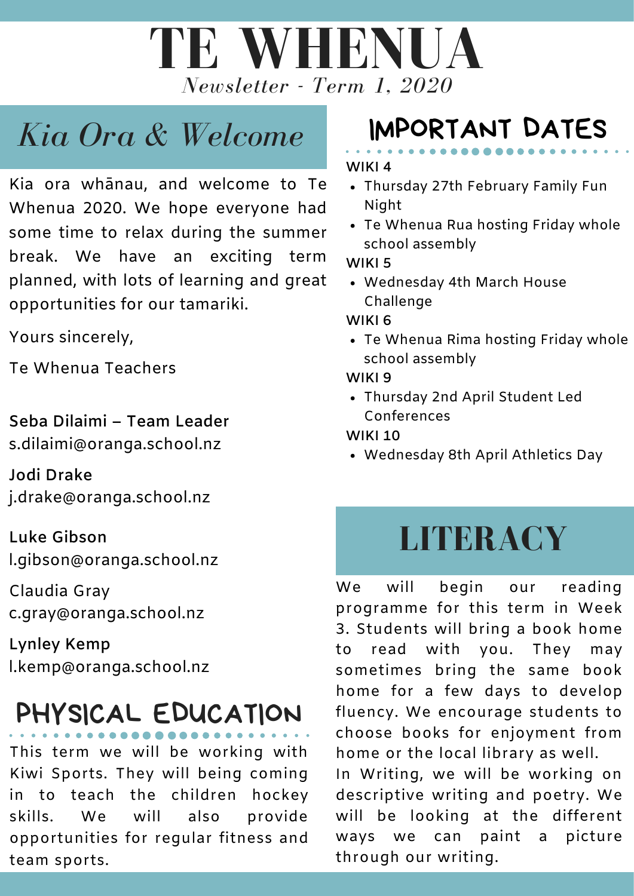# TE WHENUA

*Newsletter - Term 1, 2020*

## *Kia Ora & Welcome*

Kia ora whānau, and welcome to Te Whenua 2020. We hope everyone had some time to relax during the summer break. We have an exciting term planned, with lots of learning and great opportunities for our tamariki.

Yours sincerely,

Te Whenua Teachers

**Seba Dilaimi – Team Leader**
s.dilaimi@oranga.school.nz

**Jodi Drake**
j.drake@oranga.school.nz

**Luke Gibson**
l.gibson@oranga.school.nz

Claudia Gray
c.gray@oranga.school.nz

Lynley Kemp
l.kemp@oranga.school.nz

## PHYSICAL EDUCATION

This term we will be working with Kiwi Sports. They will being coming in to teach the children hockey skills. We will also provide opportunities for regular fitness and team sports.

## IMPORTANT DATES

WIKI 4

- Thursday 27th February Family Fun Night
- Te Whenua Rua hosting Friday whole school assembly

WIKI 5

- Wednesday 4th March House Challenge

WIKI 6

- Te Whenua Rima hosting Friday whole school assembly

WIKI 9

- Thursday 2nd April Student Led Conferences

WIKI 10

- Wednesday 8th April Athletics Day

## LITERACY

We will begin our reading programme for this term in Week 3. Students will bring a book home to read with you. They may sometimes bring the same book home for a few days to develop fluency. We encourage students to choose books for enjoyment from home or the local library as well.

In Writing, we will be working on descriptive writing and poetry. We will be looking at the different ways we can paint a picture through our writing.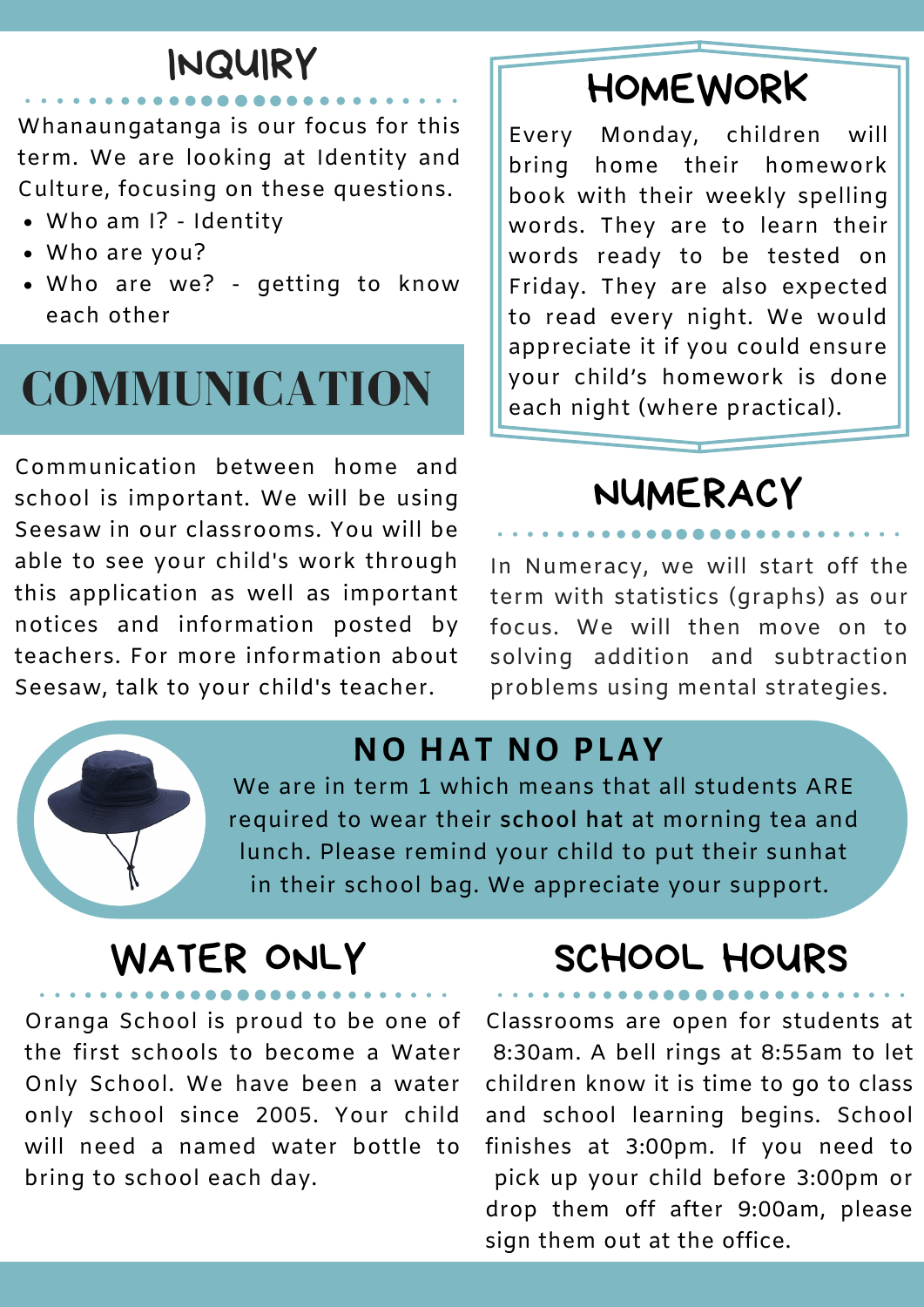## INQUIRY

Whanaungatanga is our focus for this term. We are looking at Identity and Culture, focusing on these questions.

- Who am I? - Identity
- Who are you?
- Who are we? - getting to know each other

## COMMUNICATION

Communication between home and school is important. We will be using Seesaw in our classrooms. You will be able to see your child's work through this application as well as important notices and information posted by teachers. For more information about Seesaw, talk to your child's teacher.

## HOMEWORK

Every Monday, children will bring home their homework book with their weekly spelling words. They are to learn their words ready to be tested on Friday. They are also expected to read every night. We would appreciate it if you could ensure your child's homework is done each night (where practical).

## NUMERACY

In Numeracy, we will start off the term with statistics (graphs) as our focus. We will then move on to solving addition and subtraction problems using mental strategies.

## NO HAT NO PLAY

We are in term 1 which means that all students ARE required to wear their **school hat** at morning tea and lunch. Please remind your child to put their sunhat in their school bag. We appreciate your support.

## WATER ONLY

Oranga School is proud to be one of the first schools to become a Water Only School. We have been a water only school since 2005. Your child will need a named water bottle to bring to school each day.

## SCHOOL HOURS

Classrooms are open for students at 8:30am. A bell rings at 8:55am to let children know it is time to go to class and school learning begins. School finishes at 3:00pm. If you need to pick up your child before 3:00pm or drop them off after 9:00am, please sign them out at the office.